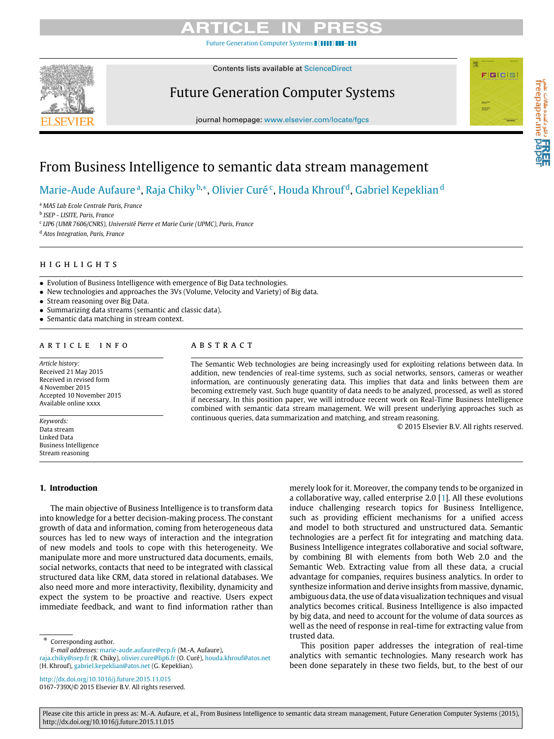# From Business Intelligence to semantic data stream management

Marie-Aude Aufaure [a], Raja Chiky [b,*], Olivier Curé [c], Houda Khrouf [d], Gabriel Kepeklian [d]

[a] *MAS Lab Ecole Centrale Paris, France*
[b] *ISEP - LISITE, Paris, France*
[c] *LIP6 (UMR 7606/CNRS), Université Pierre et Marie Curie (UPMC), Paris, France*
[d] *Atos Integration, Paris, France*

## HIGHLIGHTS

- Evolution of Business Intelligence with emergence of Big Data technologies.
- New technologies and approaches the 3Vs (Volume, Velocity and Variety) of Big data.
- Stream reasoning over Big Data.
- Summarizing data streams (semantic and classic data).
- Semantic data matching in stream context.

## ARTICLE INFO

*Article history:*
Received 21 May 2015
Received in revised form 4 November 2015
Accepted 10 November 2015
Available online xxxx

*Keywords:*
Data stream
Linked Data
Business Intelligence
Stream reasoning

## ABSTRACT

The Semantic Web technologies are being increasingly used for exploiting relations between data. In addition, new tendencies of real-time systems, such as social networks, sensors, cameras or weather information, are continuously generating data. This implies that data and links between them are becoming extremely vast. Such huge quantity of data needs to be analyzed, processed, as well as stored if necessary. In this position paper, we will introduce recent work on Real-Time Business Intelligence combined with semantic data stream management. We will present underlying approaches such as continuous queries, data summarization and matching, and stream reasoning.

© 2015 Elsevier B.V. All rights reserved.

## 1. Introduction

The main objective of Business Intelligence is to transform data into knowledge for a better decision-making process. The constant growth of data and information, coming from heterogeneous data sources has led to new ways of interaction and the integration of new models and tools to cope with this heterogeneity. We manipulate more and more unstructured data documents, emails, social networks, contacts that need to be integrated with classical structured data like CRM, data stored in relational databases. We also need more and more interactivity, flexibility, dynamicity and expect the system to be proactive and reactive. Users expect immediate feedback, and want to find information rather than merely look for it. Moreover, the company tends to be organized in a collaborative way, called enterprise 2.0 [1]. All these evolutions induce challenging research topics for Business Intelligence, such as providing efficient mechanisms for a unified access and model to both structured and unstructured data. Semantic technologies are a perfect fit for integrating and matching data. Business Intelligence integrates collaborative and social software, by combining BI with elements from both Web 2.0 and the Semantic Web. Extracting value from all these data, a crucial advantage for companies, requires business analytics. In order to synthesize information and derive insights from massive, dynamic, ambiguous data, the use of data visualization techniques and visual analytics becomes critical. Business Intelligence is also impacted by big data, and need to account for the volume of data sources as well as the need of response in real-time for extracting value from trusted data.

This position paper addresses the integration of real-time analytics with semantic technologies. Many research work has been done separately in these two fields, but, to the best of our

* Corresponding author.
*E-mail addresses:* marie-aude.aufaure@ecp.fr (M.-A. Aufaure), raja.chiky@isep.fr (R. Chiky), olivier.cure@lip6.fr (O. Curé), houda.khrouf@atos.net (H. Khrouf), gabriel.kepeklian@atos.net (G. Kepeklian).

http://dx.doi.org/10.1016/j.future.2015.11.015
0167-739X/© 2015 Elsevier B.V. All rights reserved.

Please cite this article in press as: M.-A. Aufaure, et al., From Business Intelligence to semantic data stream management, Future Generation Computer Systems (2015), http://dx.doi.org/10.1016/j.future.2015.11.015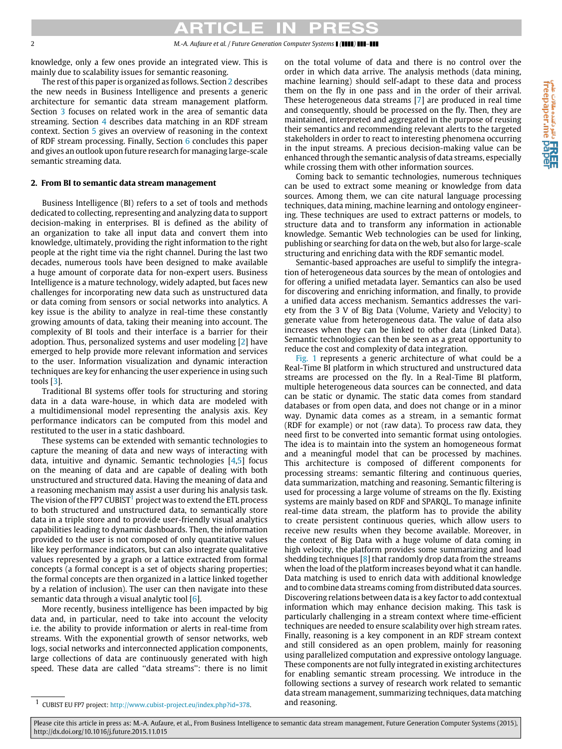knowledge, only a few ones provide an integrated view. This is mainly due to scalability issues for semantic reasoning.

The rest of this paper is organized as follows. Section 2 describes the new needs in Business Intelligence and presents a generic architecture for semantic data stream management platform. Section 3 focuses on related work in the area of semantic data streaming. Section 4 describes data matching in an RDF stream context. Section 5 gives an overview of reasoning in the context of RDF stream processing. Finally, Section 6 concludes this paper and gives an outlook upon future research for managing large-scale semantic streaming data.

## 2. From BI to semantic data stream management

Business Intelligence (BI) refers to a set of tools and methods dedicated to collecting, representing and analyzing data to support decision-making in enterprises. BI is defined as the ability of an organization to take all input data and convert them into knowledge, ultimately, providing the right information to the right people at the right time via the right channel. During the last two decades, numerous tools have been designed to make available a huge amount of corporate data for non-expert users. Business Intelligence is a mature technology, widely adapted, but faces new challenges for incorporating new data such as unstructured data or data coming from sensors or social networks into analytics. A key issue is the ability to analyze in real-time these constantly growing amounts of data, taking their meaning into account. The complexity of BI tools and their interface is a barrier for their adoption. Thus, personalized systems and user modeling [2] have emerged to help provide more relevant information and services to the user. Information visualization and dynamic interaction techniques are key for enhancing the user experience in using such tools [3].

Traditional BI systems offer tools for structuring and storing data in a data ware-house, in which data are modeled with a multidimensional model representing the analysis axis. Key performance indicators can be computed from this model and restituted to the user in a static dashboard.

These systems can be extended with semantic technologies to capture the meaning of data and new ways of interacting with data, intuitive and dynamic. Semantic technologies [4,5] focus on the meaning of data and are capable of dealing with both unstructured and structured data. Having the meaning of data and a reasoning mechanism may assist a user during his analysis task. The vision of the FP7 CUBIST[1] project was to extend the ETL process to both structured and unstructured data, to semantically store data in a triple store and to provide user-friendly visual analytics capabilities leading to dynamic dashboards. Then, the information provided to the user is not composed of only quantitative values like key performance indicators, but can also integrate qualitative values represented by a graph or a lattice extracted from formal concepts (a formal concept is a set of objects sharing properties; the formal concepts are then organized in a lattice linked together by a relation of inclusion). The user can then navigate into these semantic data through a visual analytic tool [6].

More recently, business intelligence has been impacted by big data and, in particular, need to take into account the velocity i.e. the ability to provide information or alerts in real-time from streams. With the exponential growth of sensor networks, web logs, social networks and interconnected application components, large collections of data are continuously generated with high speed. These data are called "data streams": there is no limit on the total volume of data and there is no control over the order in which data arrive. The analysis methods (data mining, machine learning) should self-adapt to these data and process them on the fly in one pass and in the order of their arrival. These heterogeneous data streams [7] are produced in real time and consequently, should be processed on the fly. Then, they are maintained, interpreted and aggregated in the purpose of reusing their semantics and recommending relevant alerts to the targeted stakeholders in order to react to interesting phenomena occurring in the input streams. A precious decision-making value can be enhanced through the semantic analysis of data streams, especially while crossing them with other information sources.

Coming back to semantic technologies, numerous techniques can be used to extract some meaning or knowledge from data sources. Among them, we can cite natural language processing techniques, data mining, machine learning and ontology engineering. These techniques are used to extract patterns or models, to structure data and to transform any information in actionable knowledge. Semantic Web technologies can be used for linking, publishing or searching for data on the web, but also for large-scale structuring and enriching data with the RDF semantic model.

Semantic-based approaches are useful to simplify the integration of heterogeneous data sources by the mean of ontologies and for offering a unified metadata layer. Semantics can also be used for discovering and enriching information, and finally, to provide a unified data access mechanism. Semantics addresses the variety from the 3 V of Big Data (Volume, Variety and Velocity) to generate value from heterogeneous data. The value of data also increases when they can be linked to other data (Linked Data). Semantic technologies can then be seen as a great opportunity to reduce the cost and complexity of data integration.

Fig. 1 represents a generic architecture of what could be a Real-Time BI platform in which structured and unstructured data streams are processed on the fly. In a Real-Time BI platform, multiple heterogeneous data sources can be connected, and data can be static or dynamic. The static data comes from standard databases or from open data, and does not change or in a minor way. Dynamic data comes as a stream, in a semantic format (RDF for example) or not (raw data). To process raw data, they need first to be converted into semantic format using ontologies. The idea is to maintain into the system an homogeneous format and a meaningful model that can be processed by machines. This architecture is composed of different components for processing streams: semantic filtering and continuous queries, data summarization, matching and reasoning. Semantic filtering is used for processing a large volume of streams on the fly. Existing systems are mainly based on RDF and SPARQL. To manage infinite real-time data stream, the platform has to provide the ability to create persistent continuous queries, which allow users to receive new results when they become available. Moreover, in the context of Big Data with a huge volume of data coming in high velocity, the platform provides some summarizing and load shedding techniques [8] that randomly drop data from the streams when the load of the platform increases beyond what it can handle. Data matching is used to enrich data with additional knowledge and to combine data streams coming from distributed data sources. Discovering relations between data is a key factor to add contextual information which may enhance decision making. This task is particularly challenging in a stream context where time-efficient techniques are needed to ensure scalability over high stream rates. Finally, reasoning is a key component in an RDF stream context and still considered as an open problem, mainly for reasoning using parallelized computation and expressive ontology language. These components are not fully integrated in existing architectures for enabling semantic stream processing. We introduce in the following sections a survey of research work related to semantic data stream management, summarizing techniques, data matching and reasoning.

[1] CUBIST EU FP7 project: http://www.cubist-project.eu/index.php?id=378.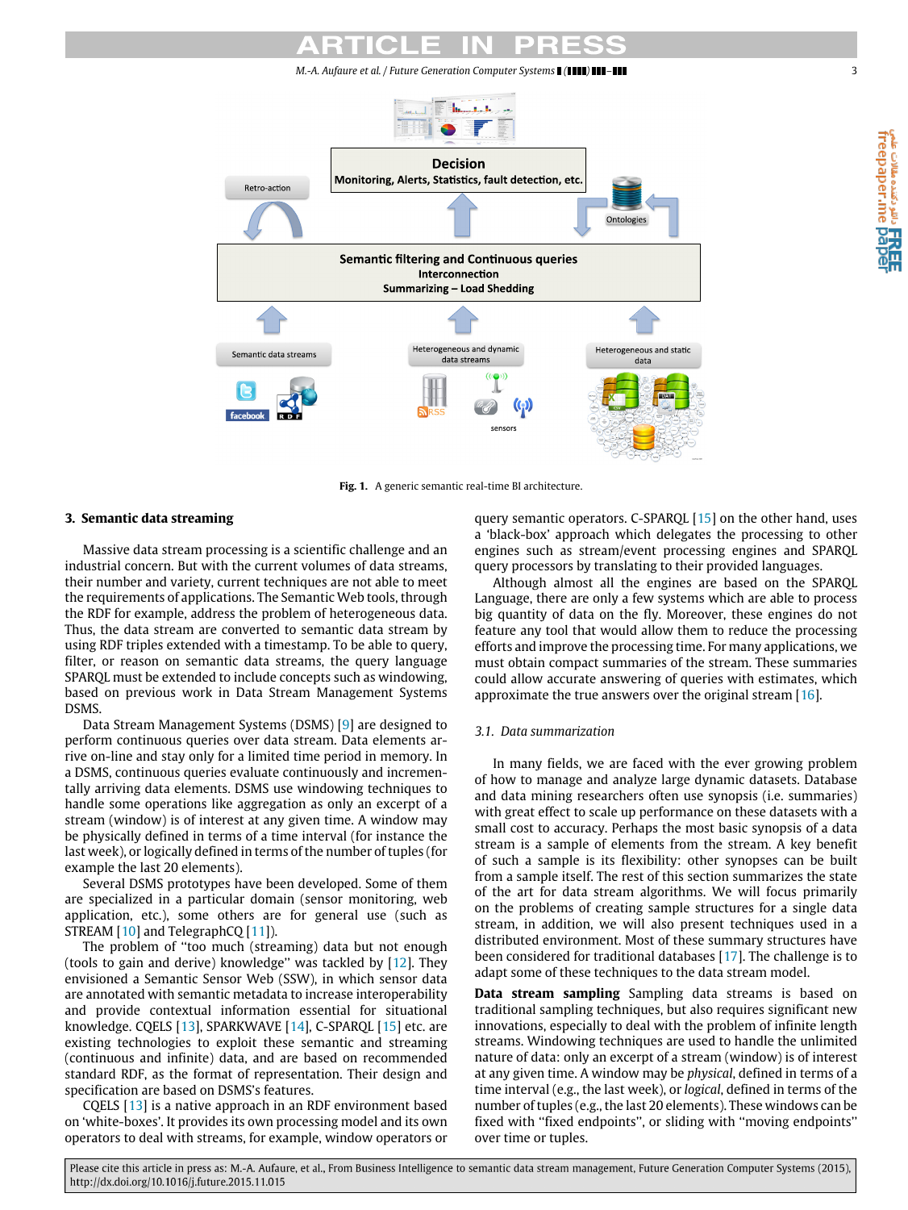Decision

Monitoring, Alerts, Statistics, fault detection, etc.

Retro-action

Ontologies

Semantic filtering and Continuous queries

Interconnection

Summarizing – Load Shedding

Semantic data streams

Heterogeneous and dynamic data streams

Heterogeneous and static data

facebook

RDF

RSS

sensors

**Fig. 1.** A generic semantic real-time BI architecture.

## 3. Semantic data streaming

Massive data stream processing is a scientific challenge and an industrial concern. But with the current volumes of data streams, their number and variety, current techniques are not able to meet the requirements of applications. The Semantic Web tools, through the RDF for example, address the problem of heterogeneous data. Thus, the data stream are converted to semantic data stream by using RDF triples extended with a timestamp. To be able to query, filter, or reason on semantic data streams, the query language SPARQL must be extended to include concepts such as windowing, based on previous work in Data Stream Management Systems DSMS.

Data Stream Management Systems (DSMS) [9] are designed to perform continuous queries over data stream. Data elements arrive on-line and stay only for a limited time period in memory. In a DSMS, continuous queries evaluate continuously and incrementally arriving data elements. DSMS use windowing techniques to handle some operations like aggregation as only an excerpt of a stream (window) is of interest at any given time. A window may be physically defined in terms of a time interval (for instance the last week), or logically defined in terms of the number of tuples (for example the last 20 elements).

Several DSMS prototypes have been developed. Some of them are specialized in a particular domain (sensor monitoring, web application, etc.), some others are for general use (such as STREAM [10] and TelegraphCQ [11]).

The problem of "too much (streaming) data but not enough (tools to gain and derive) knowledge" was tackled by [12]. They envisioned a Semantic Sensor Web (SSW), in which sensor data are annotated with semantic metadata to increase interoperability and provide contextual information essential for situational knowledge. CQELS [13], SPARKWAVE [14], C-SPARQL [15] etc. are existing technologies to exploit these semantic and streaming (continuous and infinite) data, and are based on recommended standard RDF, as the format of representation. Their design and specification are based on DSMS's features.

CQELS [13] is a native approach in an RDF environment based on 'white-boxes'. It provides its own processing model and its own operators to deal with streams, for example, window operators or query semantic operators. C-SPARQL [15] on the other hand, uses a 'black-box' approach which delegates the processing to other engines such as stream/event processing engines and SPARQL query processors by translating to their provided languages.

Although almost all the engines are based on the SPARQL Language, there are only a few systems which are able to process big quantity of data on the fly. Moreover, these engines do not feature any tool that would allow them to reduce the processing efforts and improve the processing time. For many applications, we must obtain compact summaries of the stream. These summaries could allow accurate answering of queries with estimates, which approximate the true answers over the original stream [16].

### 3.1. Data summarization

In many fields, we are faced with the ever growing problem of how to manage and analyze large dynamic datasets. Database and data mining researchers often use synopsis (i.e. summaries) with great effect to scale up performance on these datasets with a small cost to accuracy. Perhaps the most basic synopsis of a data stream is a sample of elements from the stream. A key benefit of such a sample is its flexibility: other synopses can be built from a sample itself. The rest of this section summarizes the state of the art for data stream algorithms. We will focus primarily on the problems of creating sample structures for a single data stream, in addition, we will also present techniques used in a distributed environment. Most of these summary structures have been considered for traditional databases [17]. The challenge is to adapt some of these techniques to the data stream model.

**Data stream sampling** Sampling data streams is based on traditional sampling techniques, but also requires significant new innovations, especially to deal with the problem of infinite length streams. Windowing techniques are used to handle the unlimited nature of data: only an excerpt of a stream (window) is of interest at any given time. A window may be *physical*, defined in terms of a time interval (e.g., the last week), or *logical*, defined in terms of the number of tuples (e.g., the last 20 elements). These windows can be fixed with "fixed endpoints", or sliding with "moving endpoints" over time or tuples.

Please cite this article in press as: M.-A. Aufaure, et al., From Business Intelligence to semantic data stream management, Future Generation Computer Systems (2015), http://dx.doi.org/10.1016/j.future.2015.11.015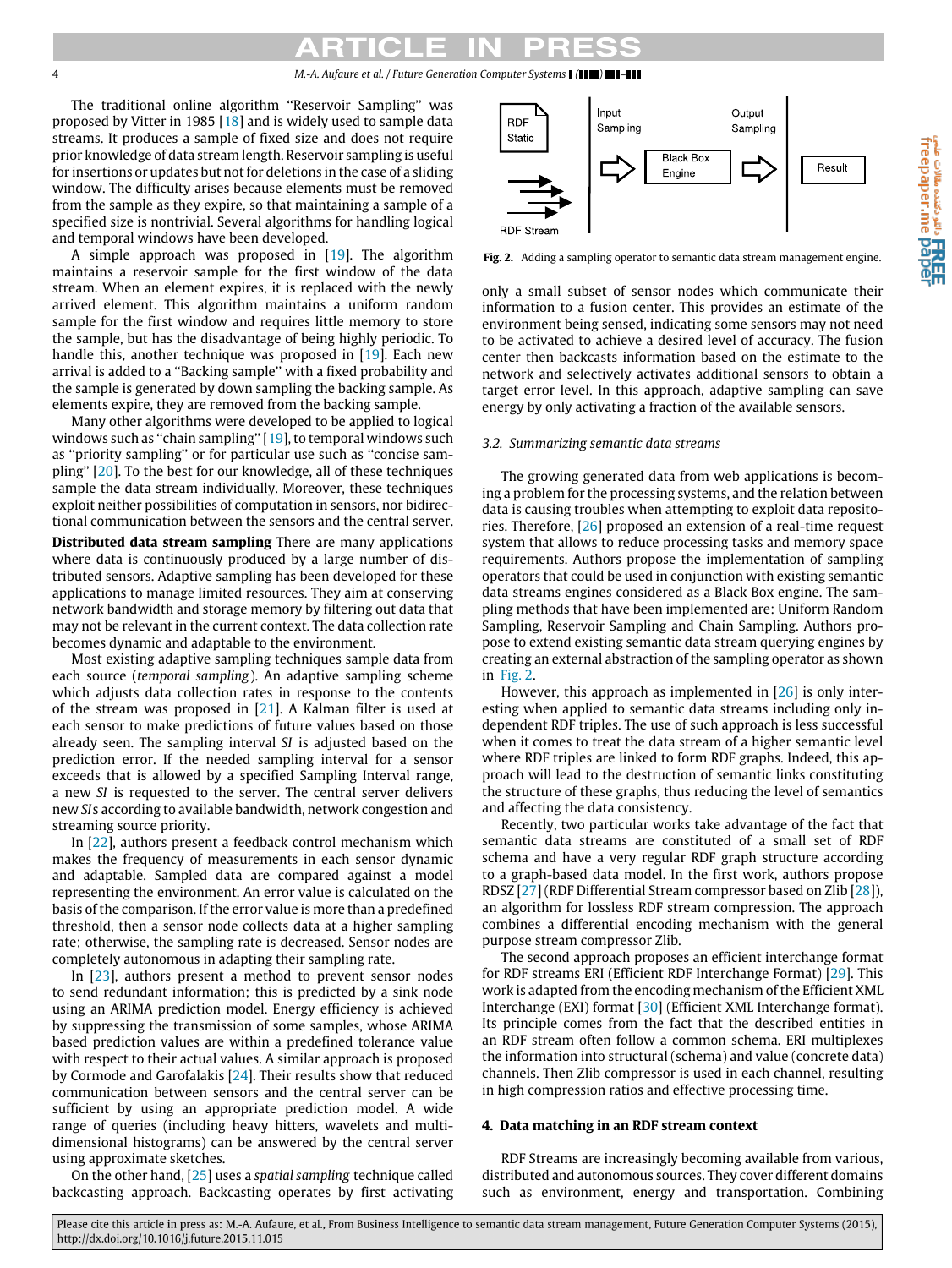The traditional online algorithm "Reservoir Sampling" was proposed by Vitter in 1985 [18] and is widely used to sample data streams. It produces a sample of fixed size and does not require prior knowledge of data stream length. Reservoir sampling is useful for insertions or updates but not for deletions in the case of a sliding window. The difficulty arises because elements must be removed from the sample as they expire, so that maintaining a sample of a specified size is nontrivial. Several algorithms for handling logical and temporal windows have been developed.

A simple approach was proposed in [19]. The algorithm maintains a reservoir sample for the first window of the data stream. When an element expires, it is replaced with the newly arrived element. This algorithm maintains a uniform random sample for the first window and requires little memory to store the sample, but has the disadvantage of being highly periodic. To handle this, another technique was proposed in [19]. Each new arrival is added to a "Backing sample" with a fixed probability and the sample is generated by down sampling the backing sample. As elements expire, they are removed from the backing sample.

Many other algorithms were developed to be applied to logical windows such as "chain sampling" [19], to temporal windows such as "priority sampling" or for particular use such as "concise sampling" [20]. To the best for our knowledge, all of these techniques sample the data stream individually. Moreover, these techniques exploit neither possibilities of computation in sensors, nor bidirectional communication between the sensors and the central server.

**Distributed data stream sampling** There are many applications where data is continuously produced by a large number of distributed sensors. Adaptive sampling has been developed for these applications to manage limited resources. They aim at conserving network bandwidth and storage memory by filtering out data that may not be relevant in the current context. The data collection rate becomes dynamic and adaptable to the environment.

Most existing adaptive sampling techniques sample data from each source (*temporal sampling*). An adaptive sampling scheme which adjusts data collection rates in response to the contents of the stream was proposed in [21]. A Kalman filter is used at each sensor to make predictions of future values based on those already seen. The sampling interval *SI* is adjusted based on the prediction error. If the needed sampling interval for a sensor exceeds that is allowed by a specified Sampling Interval range, a new *SI* is requested to the server. The central server delivers new *SI*s according to available bandwidth, network congestion and streaming source priority.

In [22], authors present a feedback control mechanism which makes the frequency of measurements in each sensor dynamic and adaptable. Sampled data are compared against a model representing the environment. An error value is calculated on the basis of the comparison. If the error value is more than a predefined threshold, then a sensor node collects data at a higher sampling rate; otherwise, the sampling rate is decreased. Sensor nodes are completely autonomous in adapting their sampling rate.

In [23], authors present a method to prevent sensor nodes to send redundant information; this is predicted by a sink node using an ARIMA prediction model. Energy efficiency is achieved by suppressing the transmission of some samples, whose ARIMA based prediction values are within a predefined tolerance value with respect to their actual values. A similar approach is proposed by Cormode and Garofalakis [24]. Their results show that reduced communication between sensors and the central server can be sufficient by using an appropriate prediction model. A wide range of queries (including heavy hitters, wavelets and multi-dimensional histograms) can be answered by the central server using approximate sketches.

On the other hand, [25] uses a *spatial sampling* technique called backcasting approach. Backcasting operates by first activating only a small subset of sensor nodes which communicate their information to a fusion center. This provides an estimate of the environment being sensed, indicating some sensors may not need to be activated to achieve a desired level of accuracy. The fusion center then backcasts information based on the estimate to the network and selectively activates additional sensors to obtain a target error level. In this approach, adaptive sampling can save energy by only activating a fraction of the available sensors.

RDF Static

RDF Stream

Input Sampling

Black Box Engine

Output Sampling

Result

**Fig. 2.** Adding a sampling operator to semantic data stream management engine.

### 3.2. Summarizing semantic data streams

The growing generated data from web applications is becoming a problem for the processing systems, and the relation between data is causing troubles when attempting to exploit data repositories. Therefore, [26] proposed an extension of a real-time request system that allows to reduce processing tasks and memory space requirements. Authors propose the implementation of sampling operators that could be used in conjunction with existing semantic data streams engines considered as a Black Box engine. The sampling methods that have been implemented are: Uniform Random Sampling, Reservoir Sampling and Chain Sampling. Authors propose to extend existing semantic data stream querying engines by creating an external abstraction of the sampling operator as shown in Fig. 2.

However, this approach as implemented in [26] is only interesting when applied to semantic data streams including only independent RDF triples. The use of such approach is less successful when it comes to treat the data stream of a higher semantic level where RDF triples are linked to form RDF graphs. Indeed, this approach will lead to the destruction of semantic links constituting the structure of these graphs, thus reducing the level of semantics and affecting the data consistency.

Recently, two particular works take advantage of the fact that semantic data streams are constituted of a small set of RDF schema and have a very regular RDF graph structure according to a graph-based data model. In the first work, authors propose RDSZ [27] (RDF Differential Stream compressor based on Zlib [28]), an algorithm for lossless RDF stream compression. The approach combines a differential encoding mechanism with the general purpose stream compressor Zlib.

The second approach proposes an efficient interchange format for RDF streams ERI (Efficient RDF Interchange Format) [29]. This work is adapted from the encoding mechanism of the Efficient XML Interchange (EXI) format [30] (Efficient XML Interchange format). Its principle comes from the fact that the described entities in an RDF stream often follow a common schema. ERI multiplexes the information into structural (schema) and value (concrete data) channels. Then Zlib compressor is used in each channel, resulting in high compression ratios and effective processing time.

## 4. Data matching in an RDF stream context

RDF Streams are increasingly becoming available from various, distributed and autonomous sources. They cover different domains such as environment, energy and transportation. Combining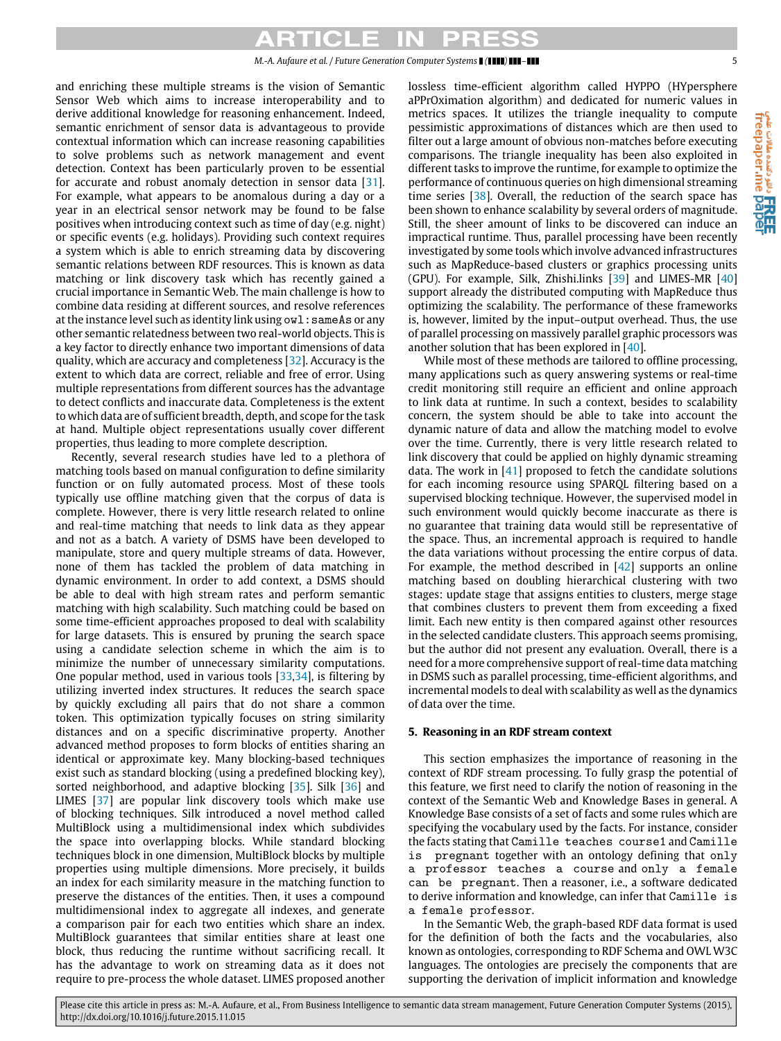and enriching these multiple streams is the vision of Semantic Sensor Web which aims to increase interoperability and to derive additional knowledge for reasoning enhancement. Indeed, semantic enrichment of sensor data is advantageous to provide contextual information which can increase reasoning capabilities to solve problems such as network management and event detection. Context has been particularly proven to be essential for accurate and robust anomaly detection in sensor data [31]. For example, what appears to be anomalous during a day or a year in an electrical sensor network may be found to be false positives when introducing context such as time of day (e.g. night) or specific events (e.g. holidays). Providing such context requires a system which is able to enrich streaming data by discovering semantic relations between RDF resources. This is known as data matching or link discovery task which has recently gained a crucial importance in Semantic Web. The main challenge is how to combine data residing at different sources, and resolve references at the instance level such as identity link using `owl:sameAs` or any other semantic relatedness between two real-world objects. This is a key factor to directly enhance two important dimensions of data quality, which are accuracy and completeness [32]. Accuracy is the extent to which data are correct, reliable and free of error. Using multiple representations from different sources has the advantage to detect conflicts and inaccurate data. Completeness is the extent to which data are of sufficient breadth, depth, and scope for the task at hand. Multiple object representations usually cover different properties, thus leading to more complete description.

Recently, several research studies have led to a plethora of matching tools based on manual configuration to define similarity function or on fully automated process. Most of these tools typically use offline matching given that the corpus of data is complete. However, there is very little research related to online and real-time matching that needs to link data as they appear and not as a batch. A variety of DSMS have been developed to manipulate, store and query multiple streams of data. However, none of them has tackled the problem of data matching in dynamic environment. In order to add context, a DSMS should be able to deal with high stream rates and perform semantic matching with high scalability. Such matching could be based on some time-efficient approaches proposed to deal with scalability for large datasets. This is ensured by pruning the search space using a candidate selection scheme in which the aim is to minimize the number of unnecessary similarity computations. One popular method, used in various tools [33,34], is filtering by utilizing inverted index structures. It reduces the search space by quickly excluding all pairs that do not share a common token. This optimization typically focuses on string similarity distances and on a specific discriminative property. Another advanced method proposes to form blocks of entities sharing an identical or approximate key. Many blocking-based techniques exist such as standard blocking (using a predefined blocking key), sorted neighborhood, and adaptive blocking [35]. Silk [36] and LIMES [37] are popular link discovery tools which make use of blocking techniques. Silk introduced a novel method called MultiBlock using a multidimensional index which subdivides the space into overlapping blocks. While standard blocking techniques block in one dimension, MultiBlock blocks by multiple properties using multiple dimensions. More precisely, it builds an index for each similarity measure in the matching function to preserve the distances of the entities. Then, it uses a compound multidimensional index to aggregate all indexes, and generate a comparison pair for each two entities which share an index. MultiBlock guarantees that similar entities share at least one block, thus reducing the runtime without sacrificing recall. It has the advantage to work on streaming data as it does not require to pre-process the whole dataset. LIMES proposed another lossless time-efficient algorithm called HYPPO (HYpersphere aPPrOximation algorithm) and dedicated for numeric values in metrics spaces. It utilizes the triangle inequality to compute pessimistic approximations of distances which are then used to filter out a large amount of obvious non-matches before executing comparisons. The triangle inequality has been also exploited in different tasks to improve the runtime, for example to optimize the performance of continuous queries on high dimensional streaming time series [38]. Overall, the reduction of the search space has been shown to enhance scalability by several orders of magnitude. Still, the sheer amount of links to be discovered can induce an impractical runtime. Thus, parallel processing have been recently investigated by some tools which involve advanced infrastructures such as MapReduce-based clusters or graphics processing units (GPU). For example, Silk, Zhishi.links [39] and LIMES-MR [40] support already the distributed computing with MapReduce thus optimizing the scalability. The performance of these frameworks is, however, limited by the input–output overhead. Thus, the use of parallel processing on massively parallel graphic processors was another solution that has been explored in [40].

While most of these methods are tailored to offline processing, many applications such as query answering systems or real-time credit monitoring still require an efficient and online approach to link data at runtime. In such a context, besides to scalability concern, the system should be able to take into account the dynamic nature of data and allow the matching model to evolve over the time. Currently, there is very little research related to link discovery that could be applied on highly dynamic streaming data. The work in [41] proposed to fetch the candidate solutions for each incoming resource using SPARQL filtering based on a supervised blocking technique. However, the supervised model in such environment would quickly become inaccurate as there is no guarantee that training data would still be representative of the space. Thus, an incremental approach is required to handle the data variations without processing the entire corpus of data. For example, the method described in [42] supports an online matching based on doubling hierarchical clustering with two stages: update stage that assigns entities to clusters, merge stage that combines clusters to prevent them from exceeding a fixed limit. Each new entity is then compared against other resources in the selected candidate clusters. This approach seems promising, but the author did not present any evaluation. Overall, there is a need for a more comprehensive support of real-time data matching in DSMS such as parallel processing, time-efficient algorithms, and incremental models to deal with scalability as well as the dynamics of data over the time.

## 5. Reasoning in an RDF stream context

This section emphasizes the importance of reasoning in the context of RDF stream processing. To fully grasp the potential of this feature, we first need to clarify the notion of reasoning in the context of the Semantic Web and Knowledge Bases in general. A Knowledge Base consists of a set of facts and some rules which are specifying the vocabulary used by the facts. For instance, consider the facts stating that `Camille teaches course1` and `Camille is pregnant` together with an ontology defining that `only a professor teaches a course` and `only a female can be pregnant`. Then a reasoner, i.e., a software dedicated to derive information and knowledge, can infer that `Camille is a female professor`.

In the Semantic Web, the graph-based RDF data format is used for the definition of both the facts and the vocabularies, also known as ontologies, corresponding to RDF Schema and OWL W3C languages. The ontologies are precisely the components that are supporting the derivation of implicit information and knowledge

Please cite this article in press as: M.-A. Aufaure, et al., From Business Intelligence to semantic data stream management, Future Generation Computer Systems (2015), http://dx.doi.org/10.1016/j.future.2015.11.015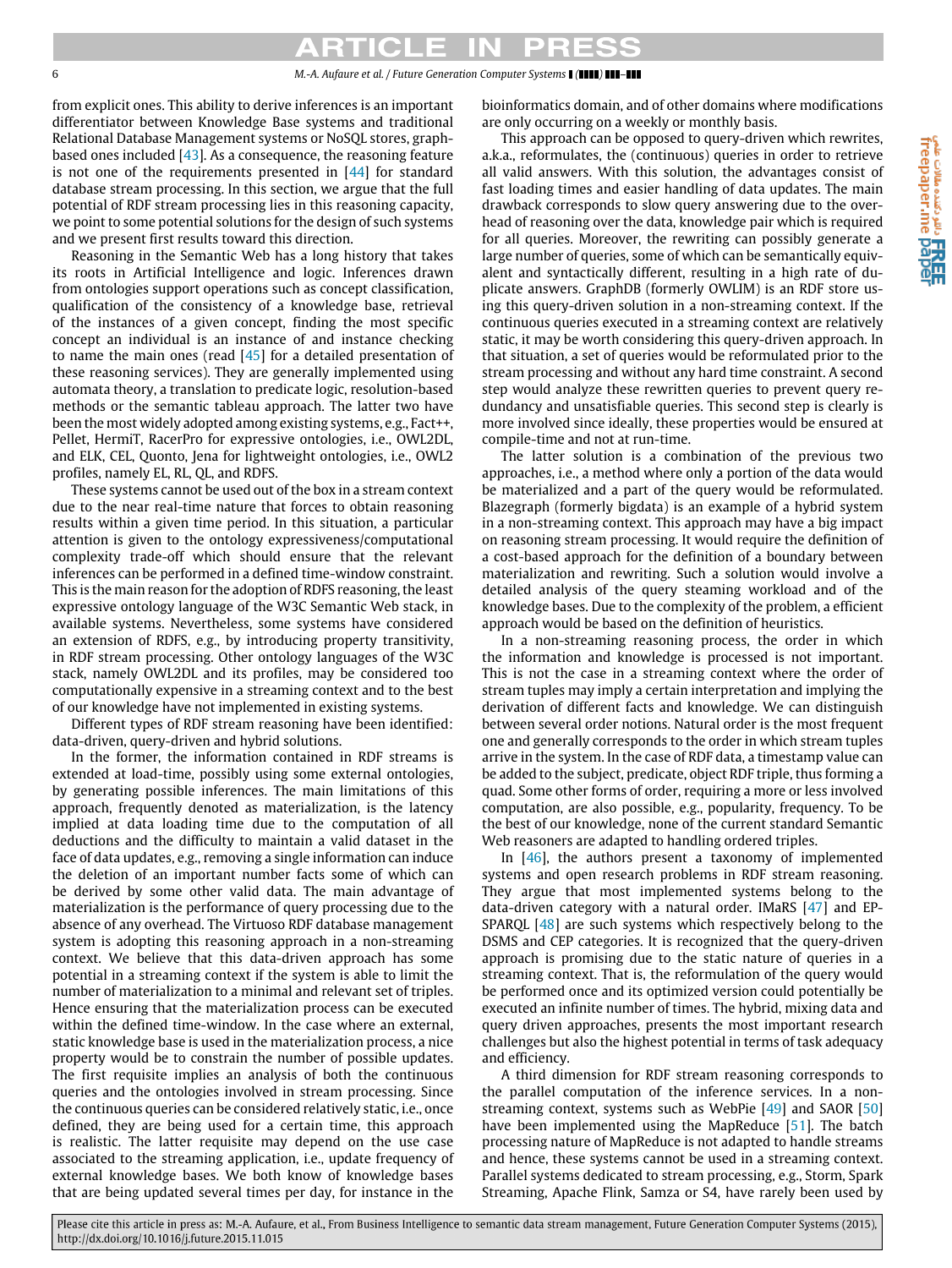from explicit ones. This ability to derive inferences is an important differentiator between Knowledge Base systems and traditional Relational Database Management systems or NoSQL stores, graph-based ones included [43]. As a consequence, the reasoning feature is not one of the requirements presented in [44] for standard database stream processing. In this section, we argue that the full potential of RDF stream processing lies in this reasoning capacity, we point to some potential solutions for the design of such systems and we present first results toward this direction.

Reasoning in the Semantic Web has a long history that takes its roots in Artificial Intelligence and logic. Inferences drawn from ontologies support operations such as concept classification, qualification of the consistency of a knowledge base, retrieval of the instances of a given concept, finding the most specific concept an individual is an instance of and instance checking to name the main ones (read [45] for a detailed presentation of these reasoning services). They are generally implemented using automata theory, a translation to predicate logic, resolution-based methods or the semantic tableau approach. The latter two have been the most widely adopted among existing systems, e.g., Fact++, Pellet, HermiT, RacerPro for expressive ontologies, i.e., OWL2DL, and ELK, CEL, Quonto, Jena for lightweight ontologies, i.e., OWL2 profiles, namely EL, RL, QL, and RDFS.

These systems cannot be used out of the box in a stream context due to the near real-time nature that forces to obtain reasoning results within a given time period. In this situation, a particular attention is given to the ontology expressiveness/computational complexity trade-off which should ensure that the relevant inferences can be performed in a defined time-window constraint. This is the main reason for the adoption of RDFS reasoning, the least expressive ontology language of the W3C Semantic Web stack, in available systems. Nevertheless, some systems have considered an extension of RDFS, e.g., by introducing property transitivity, in RDF stream processing. Other ontology languages of the W3C stack, namely OWL2DL and its profiles, may be considered too computationally expensive in a streaming context and to the best of our knowledge have not implemented in existing systems.

Different types of RDF stream reasoning have been identified: data-driven, query-driven and hybrid solutions.

In the former, the information contained in RDF streams is extended at load-time, possibly using some external ontologies, by generating possible inferences. The main limitations of this approach, frequently denoted as materialization, is the latency implied at data loading time due to the computation of all deductions and the difficulty to maintain a valid dataset in the face of data updates, e.g., removing a single information can induce the deletion of an important number facts some of which can be derived by some other valid data. The main advantage of materialization is the performance of query processing due to the absence of any overhead. The Virtuoso RDF database management system is adopting this reasoning approach in a non-streaming context. We believe that this data-driven approach has some potential in a streaming context if the system is able to limit the number of materialization to a minimal and relevant set of triples. Hence ensuring that the materialization process can be executed within the defined time-window. In the case where an external, static knowledge base is used in the materialization process, a nice property would be to constrain the number of possible updates. The first requisite implies an analysis of both the continuous queries and the ontologies involved in stream processing. Since the continuous queries can be considered relatively static, i.e., once defined, they are being used for a certain time, this approach is realistic. The latter requisite may depend on the use case associated to the streaming application, i.e., update frequency of external knowledge bases. We both know of knowledge bases that are being updated several times per day, for instance in the bioinformatics domain, and of other domains where modifications are only occurring on a weekly or monthly basis.

This approach can be opposed to query-driven which rewrites, a.k.a., reformulates, the (continuous) queries in order to retrieve all valid answers. With this solution, the advantages consist of fast loading times and easier handling of data updates. The main drawback corresponds to slow query answering due to the overhead of reasoning over the data, knowledge pair which is required for all queries. Moreover, the rewriting can possibly generate a large number of queries, some of which can be semantically equivalent and syntactically different, resulting in a high rate of duplicate answers. GraphDB (formerly OWLIM) is an RDF store using this query-driven solution in a non-streaming context. If the continuous queries executed in a streaming context are relatively static, it may be worth considering this query-driven approach. In that situation, a set of queries would be reformulated prior to the stream processing and without any hard time constraint. A second step would analyze these rewritten queries to prevent query redundancy and unsatisfiable queries. This second step is clearly is more involved since ideally, these properties would be ensured at compile-time and not at run-time.

The latter solution is a combination of the previous two approaches, i.e., a method where only a portion of the data would be materialized and a part of the query would be reformulated. Blazegraph (formerly bigdata) is an example of a hybrid system in a non-streaming context. This approach may have a big impact on reasoning stream processing. It would require the definition of a cost-based approach for the definition of a boundary between materialization and rewriting. Such a solution would involve a detailed analysis of the query steaming workload and of the knowledge bases. Due to the complexity of the problem, a efficient approach would be based on the definition of heuristics.

In a non-streaming reasoning process, the order in which the information and knowledge is processed is not important. This is not the case in a streaming context where the order of stream tuples may imply a certain interpretation and implying the derivation of different facts and knowledge. We can distinguish between several order notions. Natural order is the most frequent one and generally corresponds to the order in which stream tuples arrive in the system. In the case of RDF data, a timestamp value can be added to the subject, predicate, object RDF triple, thus forming a quad. Some other forms of order, requiring a more or less involved computation, are also possible, e.g., popularity, frequency. To be the best of our knowledge, none of the current standard Semantic Web reasoners are adapted to handling ordered triples.

In [46], the authors present a taxonomy of implemented systems and open research problems in RDF stream reasoning. They argue that most implemented systems belong to the data-driven category with a natural order. IMaRS [47] and EP-SPARQL [48] are such systems which respectively belong to the DSMS and CEP categories. It is recognized that the query-driven approach is promising due to the static nature of queries in a streaming context. That is, the reformulation of the query would be performed once and its optimized version could potentially be executed an infinite number of times. The hybrid, mixing data and query driven approaches, presents the most important research challenges but also the highest potential in terms of task adequacy and efficiency.

A third dimension for RDF stream reasoning corresponds to the parallel computation of the inference services. In a non-streaming context, systems such as WebPie [49] and SAOR [50] have been implemented using the MapReduce [51]. The batch processing nature of MapReduce is not adapted to handle streams and hence, these systems cannot be used in a streaming context. Parallel systems dedicated to stream processing, e.g., Storm, Spark Streaming, Apache Flink, Samza or S4, have rarely been used by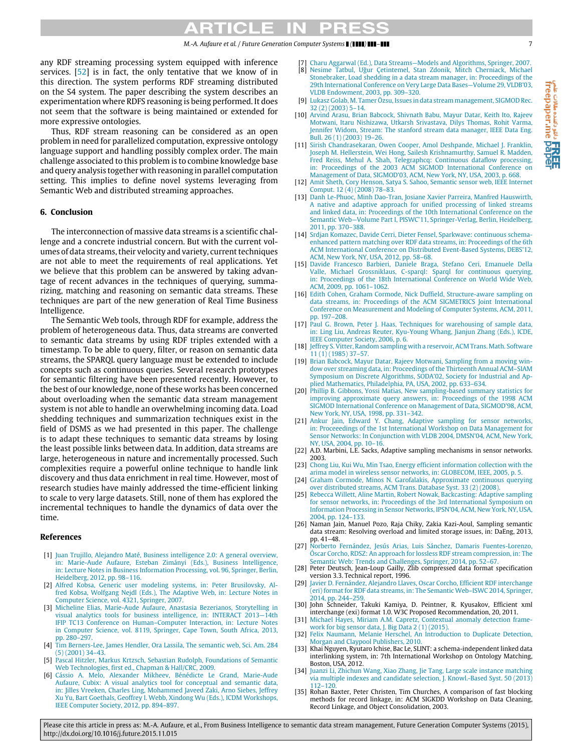any RDF streaming processing system equipped with inference services. [52] is in fact, the only tentative that we know of in this direction. The system performs RDF streaming distributed on the S4 system. The paper describing the system describes an experimentation where RDFS reasoning is being performed. It does not seem that the software is being maintained or extended for more expressive ontologies.

Thus, RDF stream reasoning can be considered as an open problem in need for parallelized computation, expressive ontology language support and handling possibly complex order. The main challenge associated to this problem is to combine knowledge base and query analysis together with reasoning in parallel computation setting. This implies to define novel systems leveraging from Semantic Web and distributed streaming approaches.

## 6. Conclusion

The interconnection of massive data streams is a scientific challenge and a concrete industrial concern. But with the current volumes of data streams, their velocity and variety, current techniques are not able to meet the requirements of real applications. Yet we believe that this problem can be answered by taking advantage of recent advances in the techniques of querying, summarizing, matching and reasoning on semantic data streams. These techniques are part of the new generation of Real Time Business Intelligence.

The Semantic Web tools, through RDF for example, address the problem of heterogeneous data. Thus, data streams are converted to semantic data streams by using RDF triples extended with a timestamp. To be able to query, filter, or reason on semantic data streams, the SPARQL query language must be extended to include concepts such as continuous queries. Several research prototypes for semantic filtering have been presented recently. However, to the best of our knowledge, none of these works has been concerned about overloading when the semantic data stream management system is not able to handle an overwhelming incoming data. Load shedding techniques and summarization techniques exist in the field of DSMS as we had presented in this paper. The challenge is to adapt these techniques to semantic data streams by losing the least possible links between data. In addition, data streams are large, heterogeneous in nature and incrementally processed. Such complexities require a powerful online technique to handle link discovery and thus data enrichment in real time. However, most of research studies have mainly addressed the time-efficient linking to scale to very large datasets. Still, none of them has explored the incremental techniques to handle the dynamics of data over the time.

## References

[1] Juan Trujillo, Alejandro Maté, Business intelligence 2.0: A general overview, in: Marie-Aude Aufaure, Esteban Zimányi (Eds.), Business Intelligence, in: Lecture Notes in Business Information Processing, vol. 96, Springer, Berlin, Heidelberg, 2012, pp. 98–116.

[2] Alfred Kobsa, Generic user modeling systems, in: Peter Brusilovsky, Alfred Kobsa, Wolfgang Nejdl (Eds.), The Adaptive Web, in: Lecture Notes in Computer Science, vol. 4321, Springer, 2007.

[3] Micheline Elias, Marie-Aude Aufaure, Anastasia Bezerianos, Storytelling in visual analytics tools for business intelligence, in: INTERACT 2013—14th IFIP TC13 Conference on Human–Computer Interaction, in: Lecture Notes in Computer Science, vol. 8119, Springer, Cape Town, South Africa, 2013, pp. 280–297.

[4] Tim Berners-Lee, James Hendler, Ora Lassila, The semantic web, Sci. Am. 284 (5) (2001) 34–43.

[5] Pascal Hitzler, Markus Krtzsch, Sebastian Rudolph, Foundations of Semantic Web Technologies, first ed., Chapman & Hall/CRC, 2009.

[6] Cássio A. Melo, Alexander Mikheev, Bénédicte Le Grand, Marie-Aude Aufaure, Cubix: A visual analytics tool for conceptual and semantic data, in: Jilles Vreeken, Charles Ling, Mohammed Javeed Zaki, Arno Siebes, Jeffrey Xu Yu, Bart Goethals, Geoffrey I. Webb, Xindong Wu (Eds.), ICDM Workshops, IEEE Computer Society, 2012, pp. 894–897.

[7] Charu Aggarwal (Ed.), Data Streams—Models and Algorithms, Springer, 2007.

[8] Nesime Tatbul, Uğur Çetintemel, Stan Zdonik, Mitch Cherniack, Michael Stonebraker, Load shedding in a data stream manager, in: Proceedings of the 29th International Conference on Very Large Data Bases—Volume 29, VLDB'03, VLDB Endowment, 2003, pp. 309–320.

[9] Lukasz Golab, M. Tamer Özsu, Issues in data stream management, SIGMOD Rec. 32 (2) (2003) 5–14.

[10] Arvind Arasu, Brian Babcock, Shivnath Babu, Mayur Datar, Keith Ito, Rajeev Motwani, Itaru Nishizawa, Utkarsh Srivastava, Dilys Thomas, Rohit Varma, Jennifer Widom, Stream: The stanford stream data manager, IEEE Data Eng. Bull. 26 (1) (2003) 19–26.

[11] Sirish Chandrasekaran, Owen Cooper, Amol Deshpande, Michael J. Franklin, Joseph M. Hellerstein, Wei Hong, Sailesh Krishnamurthy, Samuel R. Madden, Fred Reiss, Mehul A. Shah, Telegraphcq: Continuous dataflow processing, in: Proceedings of the 2003 ACM SIGMOD International Conference on Management of Data, SIGMOD'03, ACM, New York, NY, USA, 2003, p. 668.

[12] Amit Sheth, Cory Henson, Satya S. Sahoo, Semantic sensor web, IEEE Internet Comput. 12 (4) (2008) 78–83.

[13] Danh Le-Phuoc, Minh Dao-Tran, Josiane Xavier Parreira, Manfred Hauswirth, A native and adaptive approach for unified processing of linked streams and linked data, in: Proceedings of the 10th International Conference on the Semantic Web—Volume Part I, PISWC'11, Springer-Verlag, Berlin, Heidelberg, 2011, pp. 370–388.

[14] Srdjan Komazec, Davide Cerri, Dieter Fensel, Sparkwave: continuous schema-enhanced pattern matching over RDF data streams, in: Proceedings of the 6th ACM International Conference on Distributed Event-Based Systems, DEBS'12, ACM, New York, NY, USA, 2012, pp. 58–68.

[15] Davide Francesco Barbieri, Daniele Braga, Stefano Ceri, Emanuele Della Valle, Michael Grossniklaus, C-sparql: Sparql for continuous querying, in: Proceedings of the 18th International Conference on World Wide Web, ACM, 2009, pp. 1061–1062.

[16] Edith Cohen, Graham Cormode, Nick Duffield, Structure-aware sampling on data streams, in: Proceedings of the ACM SIGMETRICS Joint International Conference on Measurement and Modeling of Computer Systems, ACM, 2011, pp. 197–208.

[17] Paul G. Brown, Peter J. Haas, Techniques for warehousing of sample data, in: Ling Liu, Andreas Reuter, Kyu-Young Whang, Jianjun Zhang (Eds.), ICDE, IEEE Computer Society, 2006, p. 6.

[18] Jeffrey S. Vitter, Random sampling with a reservoir, ACM Trans. Math. Software 11 (1) (1985) 37–57.

[19] Brian Babcock, Mayur Datar, Rajeev Motwani, Sampling from a moving window over streaming data, in: Proceedings of the Thirteenth Annual ACM–SIAM Symposium on Discrete Algorithms, SODA'02, Society for Industrial and Applied Mathematics, Philadelphia, PA, USA, 2002, pp. 633–634.

[20] Phillip B. Gibbons, Yossi Matias, New sampling-based summary statistics for improving approximate query answers, in: Proceedings of the 1998 ACM SIGMOD International Conference on Management of Data, SIGMOD'98, ACM, New York, NY, USA, 1998, pp. 331–342.

[21] Ankur Jain, Edward Y. Chang, Adaptive sampling for sensor networks, in: Proceeedings of the 1st International Workshop on Data Management for Sensor Networks: In Conjunction with VLDB 2004, DMSN'04, ACM, New York, NY, USA, 2004, pp. 10–16.

[22] A.D. Marbini, L.E. Sacks, Adaptive sampling mechanisms in sensor networks. 2003.

[23] Chong Liu, Kui Wu, Min Tsao, Energy efficient information collection with the arima model in wireless sensor networks, in: GLOBECOM, IEEE, 2005, p. 5.

[24] Graham Cormode, Minos N. Garofalakis, Approximate continuous querying over distributed streams, ACM Trans. Database Syst. 33 (2) (2008).

[25] Rebecca Willett, Aline Martin, Robert Nowak, Backcasting: Adaptive sampling for sensor networks, in: Proceedings of the 3rd International Symposium on Information Processing in Sensor Networks, IPSN'04, ACM, New York, NY, USA, 2004, pp. 124–133.

[26] Naman Jain, Manuel Pozo, Raja Chiky, Zakia Kazi-Aoul, Sampling semantic data stream: Resolving overload and limited storage issues, in: DaEng, 2013, pp. 41–48.

[27] Norberto Fernández, Jesús Arias, Luis Sánchez, Damaris Fuentes-Lorenzo, Óscar Corcho, RDSZ: An approach for lossless RDF stream compression, in: The Semantic Web: Trends and Challenges, Springer, 2014, pp. 52–67.

[28] Peter Deutsch, Jean-Loup Gailly, Zlib compressed data format specification version 3.3. Technical report, 1996.

[29] Javier D. Fernández, Alejandro Llaves, Oscar Corcho, Efficient RDF interchange (eri) format for RDF data streams, in: The Semantic Web–ISWC 2014, Springer, 2014, pp. 244–259.

[30] John Schneider, Takuki Kamiya, D. Peintner, R. Kyusakov, Efficient xml interchange (exi) format 1.0. W3C Proposed Recommendation, 20, 2011.

[31] Michael Hayes, Miriam A.M. Capretz, Contextual anomaly detection framework for big sensor data, J. Big Data 2 (1) (2015).

[32] Felix Naumann, Melanie Herschel, An Introduction to Duplicate Detection, Morgan and Claypool Publishers, 2010.

[33] Khai Nguyen, Ryutaro Ichise, Bac Le, SLINT: a schema-independent linked data interlinking system, in: 7th International Workshop on Ontology Matching, Boston, USA, 2012.

[34] Juanzi Li, Zhichun Wang, Xiao Zhang, Jie Tang, Large scale instance matching via multiple indexes and candidate selection, J. Knowl.-Based Syst. 50 (2013) 112–120.

[35] Rohan Baxter, Peter Christen, Tim Churches, A comparison of fast blocking methods for record linkage, in: ACM SIGKDD Workshop on Data Cleaning, Record Linkage, and Object Consolidation, 2003.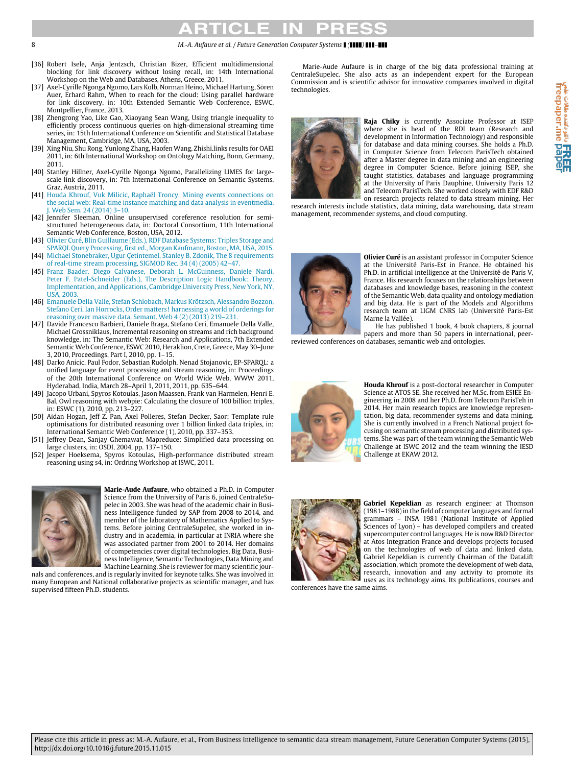[36] Robert Isele, Anja Jentzsch, Christian Bizer, Efficient multidimensional blocking for link discovery without losing recall, in: 14th International Workshop on the Web and Databases, Athens, Greece, 2011.

[37] Axel-Cyrille Ngonga Ngomo, Lars Kolb, Norman Heino, Michael Hartung, Sören Auer, Erhard Rahm, When to reach for the cloud: Using parallel hardware for link discovery, in: 10th Extended Semantic Web Conference, ESWC, Montpellier, France, 2013.

[38] Zhengrong Yao, Like Gao, Xiaoyang Sean Wang, Using triangle inequality to efficiently process continuous queries on high-dimensional streaming time series, in: 15th International Conference on Scientific and Statistical Database Management, Cambridge, MA, USA, 2003.

[39] Xing Niu, Shu Rong, Yunlong Zhang, Haofen Wang, Zhishi.links results for OAEI 2011, in: 6th International Workshop on Ontology Matching, Bonn, Germany, 2011.

[40] Stanley Hillner, Axel-Cyrille Ngonga Ngomo, Parallelizing LIMES for large-scale link discovery, in: 7th International Conference on Semantic Systems, Graz, Austria, 2011.

[41] Houda Khrouf, Vuk Milicic, Raphaël Troncy, Mining events connections on the social web: Real-time instance matching and data analysis in eventmedia, J. Web Sem. 24 (2014) 3–10.

[42] Jennifer Sleeman, Online unsupervised coreference resolution for semi-structured heterogeneous data, in: Doctoral Consortium, 11th International Semantic Web Conference, Boston, USA, 2012.

[43] Olivier Curé, Blin Guillaume (Eds.), RDF Database Systems: Triples Storage and SPARQL Query Processing, first ed., Morgan Kaufmann, Boston, MA, USA, 2015.

[44] Michael Stonebraker, Ugur Çetintemel, Stanley B. Zdonik, The 8 requirements of real-time stream processing, SIGMOD Rec. 34 (4) (2005) 42–47.

[45] Franz Baader, Diego Calvanese, Deborah L. McGuinness, Daniele Nardi, Peter F. Patel-Schneider (Eds.), The Description Logic Handbook: Theory, Implementation, and Applications, Cambridge University Press, New York, NY, USA, 2003.

[46] Emanuele Della Valle, Stefan Schlobach, Markus Krötzsch, Alessandro Bozzon, Stefano Ceri, Ian Horrocks, Order matters! harnessing a world of orderings for reasoning over massive data, Semant. Web 4 (2) (2013) 219–231.

[47] Davide Francesco Barbieri, Daniele Braga, Stefano Ceri, Emanuele Della Valle, Michael Grossniklaus, Incremental reasoning on streams and rich background knowledge, in: The Semantic Web: Research and Applications, 7th Extended Semantic Web Conference, ESWC 2010, Heraklion, Crete, Greece, May 30–June 3, 2010, Proceedings, Part I, 2010, pp. 1–15.

[48] Darko Anicic, Paul Fodor, Sebastian Rudolph, Nenad Stojanovic, EP-SPARQL: a unified language for event processing and stream reasoning, in: Proceedings of the 20th International Conference on World Wide Web, WWW 2011, Hyderabad, India, March 28–April 1, 2011, 2011, pp. 635–644.

[49] Jacopo Urbani, Spyros Kotoulas, Jason Maassen, Frank van Harmelen, Henri E. Bal, Owl reasoning with webpie: Calculating the closure of 100 billion triples, in: ESWC (1), 2010, pp. 213–227.

[50] Aidan Hogan, Jeff Z. Pan, Axel Polleres, Stefan Decker, Saor: Template rule optimisations for distributed reasoning over 1 billion linked data triples, in: International Semantic Web Conference (1), 2010, pp. 337–353.

[51] Jeffrey Dean, Sanjay Ghemawat, Mapreduce: Simplified data processing on large clusters, in: OSDI, 2004, pp. 137–150.

[52] Jesper Hoeksema, Spyros Kotoulas, High-performance distributed stream reasoning using s4, in: Ordring Workshop at ISWC, 2011.

**Marie-Aude Aufaure**, who obtained a Ph.D. in Computer Science from the University of Paris 6, joined CentraleSupelec in 2003. She was head of the academic chair in Business Intelligence funded by SAP from 2008 to 2014, and member of the laboratory of Mathematics Applied to Systems. Before joining CentraleSupelec, she worked in industry and in academia, in particular at INRIA where she was associated partner from 2001 to 2014. Her domains of competencies cover digital technologies, Big Data, Business Intelligence, Semantic Technologies, Data Mining and Machine Learning. She is reviewer for many scientific journals and conferences, and is regularly invited for keynote talks. She was involved in many European and National collaborative projects as scientific manager, and has supervised fifteen Ph.D. students.

Marie-Aude Aufaure is in charge of the big data professional training at CentraleSupelec. She also acts as an independent expert for the European Commission and is scientific advisor for innovative companies involved in digital technologies.

**Raja Chiky** is currently Associate Professor at ISEP where she is head of the RDI team (Research and development in Information Technology) and responsible for database and data mining courses. She holds a Ph.D. in Computer Science from Telecom ParisTech obtained after a Master degree in data mining and an engineering degree in Computer Science. Before joining ISEP, she taught statistics, databases and language programming at the University of Paris Dauphine, University Paris 12 and Telecom ParisTech. She worked closely with EDF R&D on research projects related to data stream mining. Her research interests include statistics, data mining, data warehousing, data stream management, recommender systems, and cloud computing.

**Olivier Curé** is an assistant professor in Computer Science at the Université Paris-Est in France. He obtained his Ph.D. in artificial intelligence at the Université de Paris V, France. His research focuses on the relationships between databases and knowledge bases, reasoning in the context of the Semantic Web, data quality and ontology mediation and big data. He is part of the Models and Algorithms research team at LIGM CNRS lab (Université Paris-Est Marne la Vallée).

He has published 1 book, 4 book chapters, 8 journal papers and more than 50 papers in international, peer-reviewed conferences on databases, semantic web and ontologies.

**Houda Khrouf** is a post-doctoral researcher in Computer Science at ATOS SE. She received her M.Sc. from ESIEE Engineering in 2008 and her Ph.D. from Telecom ParisTeh in 2014. Her main research topics are knowledge representation, big data, recommender systems and data mining. She is currently involved in a French National project focusing on semantic stream processing and distributed systems. She was part of the team winning the Semantic Web Challenge at ISWC 2012 and the team winning the IESD Challenge at EKAW 2012.

**Gabriel Kepeklian** as research engineer at Thomson (1981–1988) in the field of computer languages and formal grammars – INSA 1981 (National Institute of Applied Sciences of Lyon) – has developed compilers and created supercomputer control languages. He is now R&D Director at Atos Integration France and develops projects focused on the technologies of web of data and linked data. Gabriel Kepeklian is currently Chairman of the DataLift association, which promote the development of web data, research, innovation and any activity to promote its uses as its technology aims. Its publications, courses and conferences have the same aims.

Please cite this article in press as: M.-A. Aufaure, et al., From Business Intelligence to semantic data stream management, Future Generation Computer Systems (2015), http://dx.doi.org/10.1016/j.future.2015.11.015